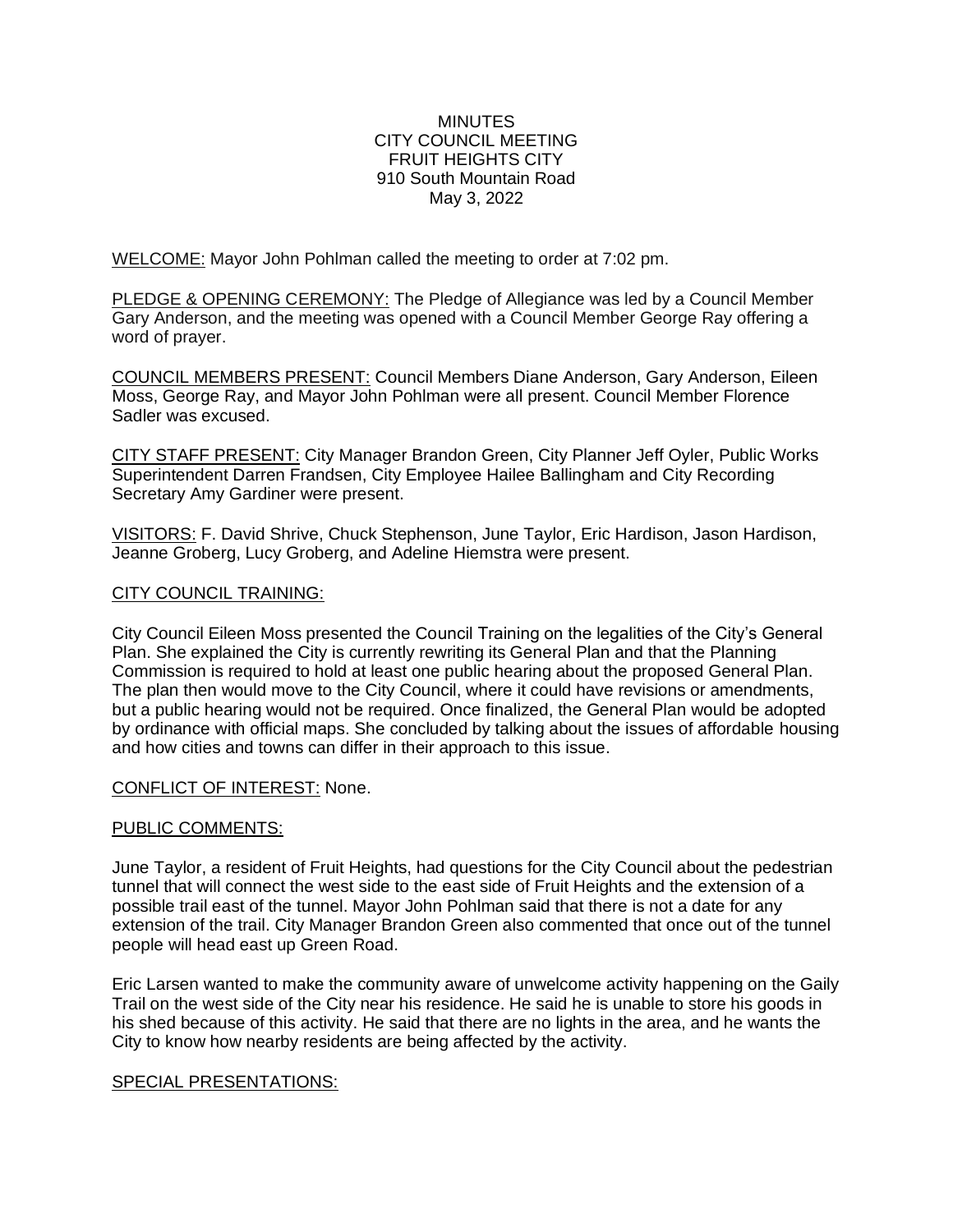MINUTES
CITY COUNCIL MEETING
FRUIT HEIGHTS CITY
910 South Mountain Road
May 3, 2022

WELCOME: Mayor John Pohlman called the meeting to order at 7:02 pm.

PLEDGE & OPENING CEREMONY: The Pledge of Allegiance was led by a Council Member Gary Anderson, and the meeting was opened with a Council Member George Ray offering a word of prayer.

COUNCIL MEMBERS PRESENT: Council Members Diane Anderson, Gary Anderson, Eileen Moss, George Ray, and Mayor John Pohlman were all present. Council Member Florence Sadler was excused.

CITY STAFF PRESENT: City Manager Brandon Green, City Planner Jeff Oyler, Public Works Superintendent Darren Frandsen, City Employee Hailee Ballingham and City Recording Secretary Amy Gardiner were present.

VISITORS: F. David Shrive, Chuck Stephenson, June Taylor, Eric Hardison, Jason Hardison, Jeanne Groberg, Lucy Groberg, and Adeline Hiemstra were present.

CITY COUNCIL TRAINING:

City Council Eileen Moss presented the Council Training on the legalities of the City's General Plan. She explained the City is currently rewriting its General Plan and that the Planning Commission is required to hold at least one public hearing about the proposed General Plan. The plan then would move to the City Council, where it could have revisions or amendments, but a public hearing would not be required. Once finalized, the General Plan would be adopted by ordinance with official maps. She concluded by talking about the issues of affordable housing and how cities and towns can differ in their approach to this issue.

CONFLICT OF INTEREST: None.

PUBLIC COMMENTS:

June Taylor, a resident of Fruit Heights, had questions for the City Council about the pedestrian tunnel that will connect the west side to the east side of Fruit Heights and the extension of a possible trail east of the tunnel. Mayor John Pohlman said that there is not a date for any extension of the trail. City Manager Brandon Green also commented that once out of the tunnel people will head east up Green Road.

Eric Larsen wanted to make the community aware of unwelcome activity happening on the Gaily Trail on the west side of the City near his residence. He said he is unable to store his goods in his shed because of this activity. He said that there are no lights in the area, and he wants the City to know how nearby residents are being affected by the activity.

SPECIAL PRESENTATIONS: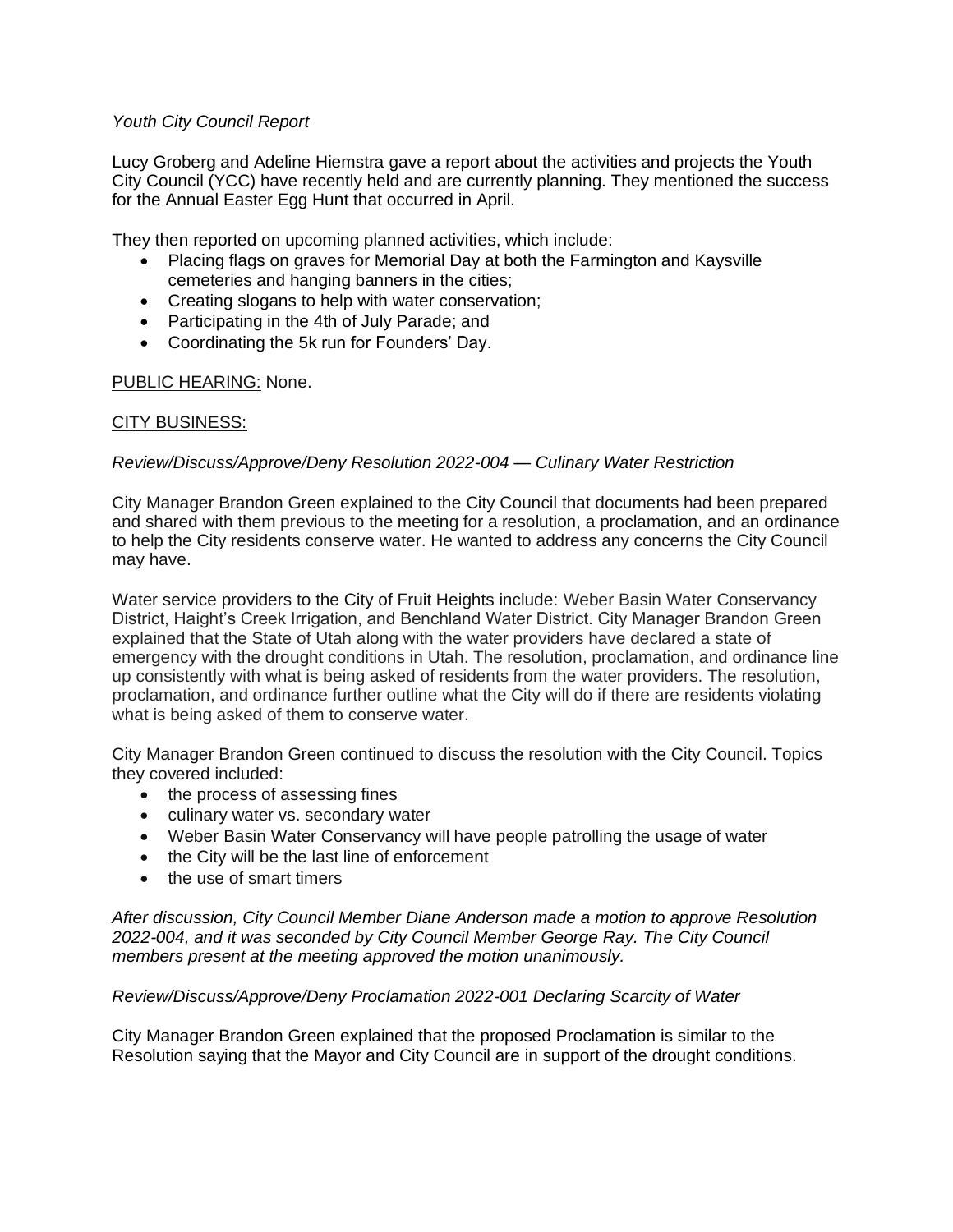*Youth City Council Report*

Lucy Groberg and Adeline Hiemstra gave a report about the activities and projects the Youth City Council (YCC) have recently held and are currently planning. They mentioned the success for the Annual Easter Egg Hunt that occurred in April.

They then reported on upcoming planned activities, which include:

- Placing flags on graves for Memorial Day at both the Farmington and Kaysville cemeteries and hanging banners in the cities;
- Creating slogans to help with water conservation;
- Participating in the 4th of July Parade; and
- Coordinating the 5k run for Founders' Day.

<u>PUBLIC HEARING:</u> None.

<u>CITY BUSINESS:</u>

*Review/Discuss/Approve/Deny Resolution 2022-004 — Culinary Water Restriction*

City Manager Brandon Green explained to the City Council that documents had been prepared and shared with them previous to the meeting for a resolution, a proclamation, and an ordinance to help the City residents conserve water. He wanted to address any concerns the City Council may have.

Water service providers to the City of Fruit Heights include: Weber Basin Water Conservancy District, Haight's Creek Irrigation, and Benchland Water District. City Manager Brandon Green explained that the State of Utah along with the water providers have declared a state of emergency with the drought conditions in Utah. The resolution, proclamation, and ordinance line up consistently with what is being asked of residents from the water providers. The resolution, proclamation, and ordinance further outline what the City will do if there are residents violating what is being asked of them to conserve water.

City Manager Brandon Green continued to discuss the resolution with the City Council. Topics they covered included:

- the process of assessing fines
- culinary water vs. secondary water
- Weber Basin Water Conservancy will have people patrolling the usage of water
- the City will be the last line of enforcement
- the use of smart timers

*After discussion, City Council Member Diane Anderson made a motion to approve Resolution 2022-004, and it was seconded by City Council Member George Ray. The City Council members present at the meeting approved the motion unanimously.*

*Review/Discuss/Approve/Deny Proclamation 2022-001 Declaring Scarcity of Water*

City Manager Brandon Green explained that the proposed Proclamation is similar to the Resolution saying that the Mayor and City Council are in support of the drought conditions.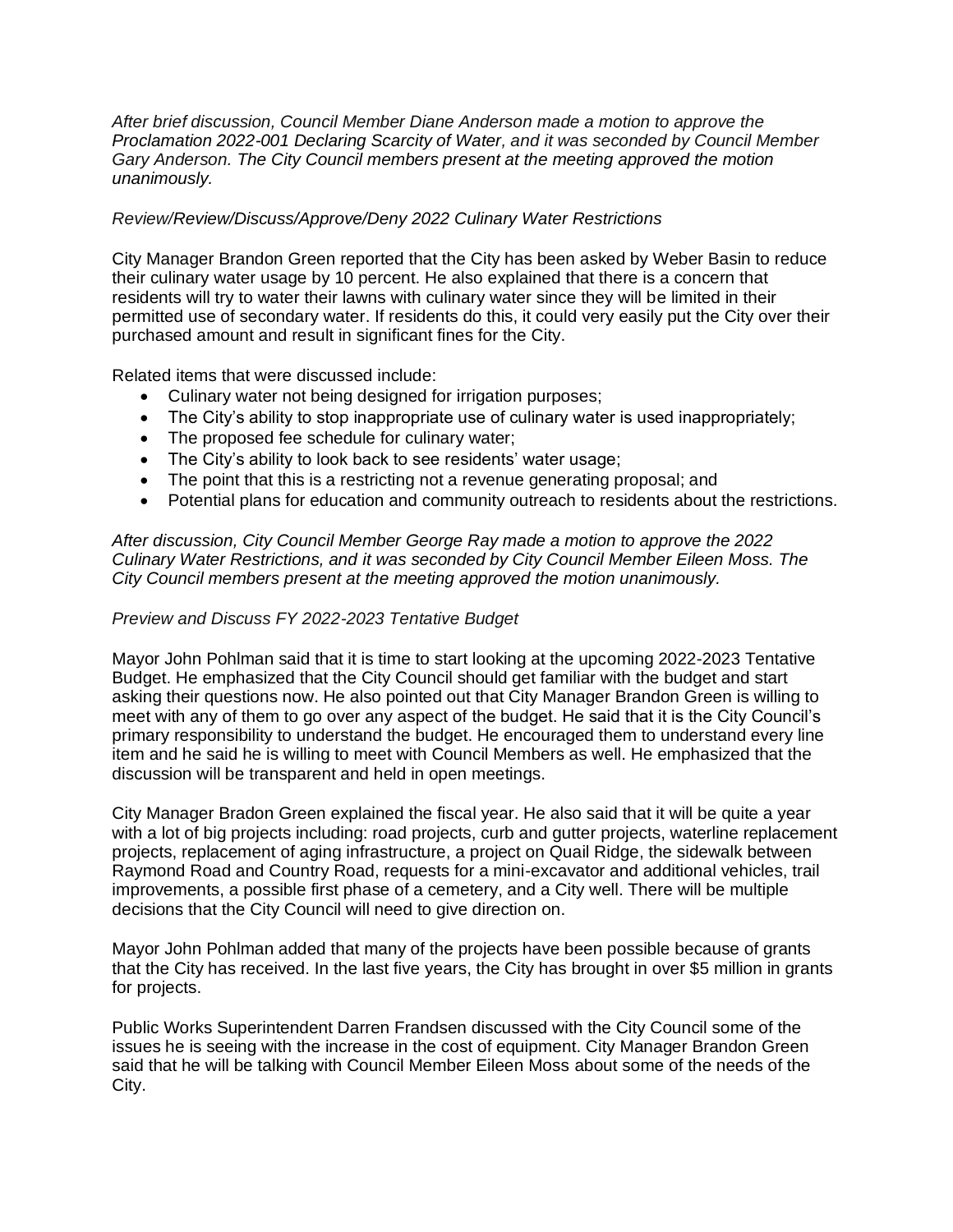*After brief discussion, Council Member Diane Anderson made a motion to approve the Proclamation 2022-001 Declaring Scarcity of Water, and it was seconded by Council Member Gary Anderson. The City Council members present at the meeting approved the motion unanimously.*

*Review/Review/Discuss/Approve/Deny 2022 Culinary Water Restrictions*

City Manager Brandon Green reported that the City has been asked by Weber Basin to reduce their culinary water usage by 10 percent. He also explained that there is a concern that residents will try to water their lawns with culinary water since they will be limited in their permitted use of secondary water. If residents do this, it could very easily put the City over their purchased amount and result in significant fines for the City.

Related items that were discussed include:

- Culinary water not being designed for irrigation purposes;
- The City's ability to stop inappropriate use of culinary water is used inappropriately;
- The proposed fee schedule for culinary water;
- The City's ability to look back to see residents' water usage;
- The point that this is a restricting not a revenue generating proposal; and
- Potential plans for education and community outreach to residents about the restrictions.

*After discussion, City Council Member George Ray made a motion to approve the 2022 Culinary Water Restrictions, and it was seconded by City Council Member Eileen Moss. The City Council members present at the meeting approved the motion unanimously.*

*Preview and Discuss FY 2022-2023 Tentative Budget*

Mayor John Pohlman said that it is time to start looking at the upcoming 2022-2023 Tentative Budget. He emphasized that the City Council should get familiar with the budget and start asking their questions now. He also pointed out that City Manager Brandon Green is willing to meet with any of them to go over any aspect of the budget. He said that it is the City Council's primary responsibility to understand the budget. He encouraged them to understand every line item and he said he is willing to meet with Council Members as well. He emphasized that the discussion will be transparent and held in open meetings.

City Manager Bradon Green explained the fiscal year. He also said that it will be quite a year with a lot of big projects including: road projects, curb and gutter projects, waterline replacement projects, replacement of aging infrastructure, a project on Quail Ridge, the sidewalk between Raymond Road and Country Road, requests for a mini-excavator and additional vehicles, trail improvements, a possible first phase of a cemetery, and a City well. There will be multiple decisions that the City Council will need to give direction on.

Mayor John Pohlman added that many of the projects have been possible because of grants that the City has received. In the last five years, the City has brought in over $5 million in grants for projects.

Public Works Superintendent Darren Frandsen discussed with the City Council some of the issues he is seeing with the increase in the cost of equipment. City Manager Brandon Green said that he will be talking with Council Member Eileen Moss about some of the needs of the City.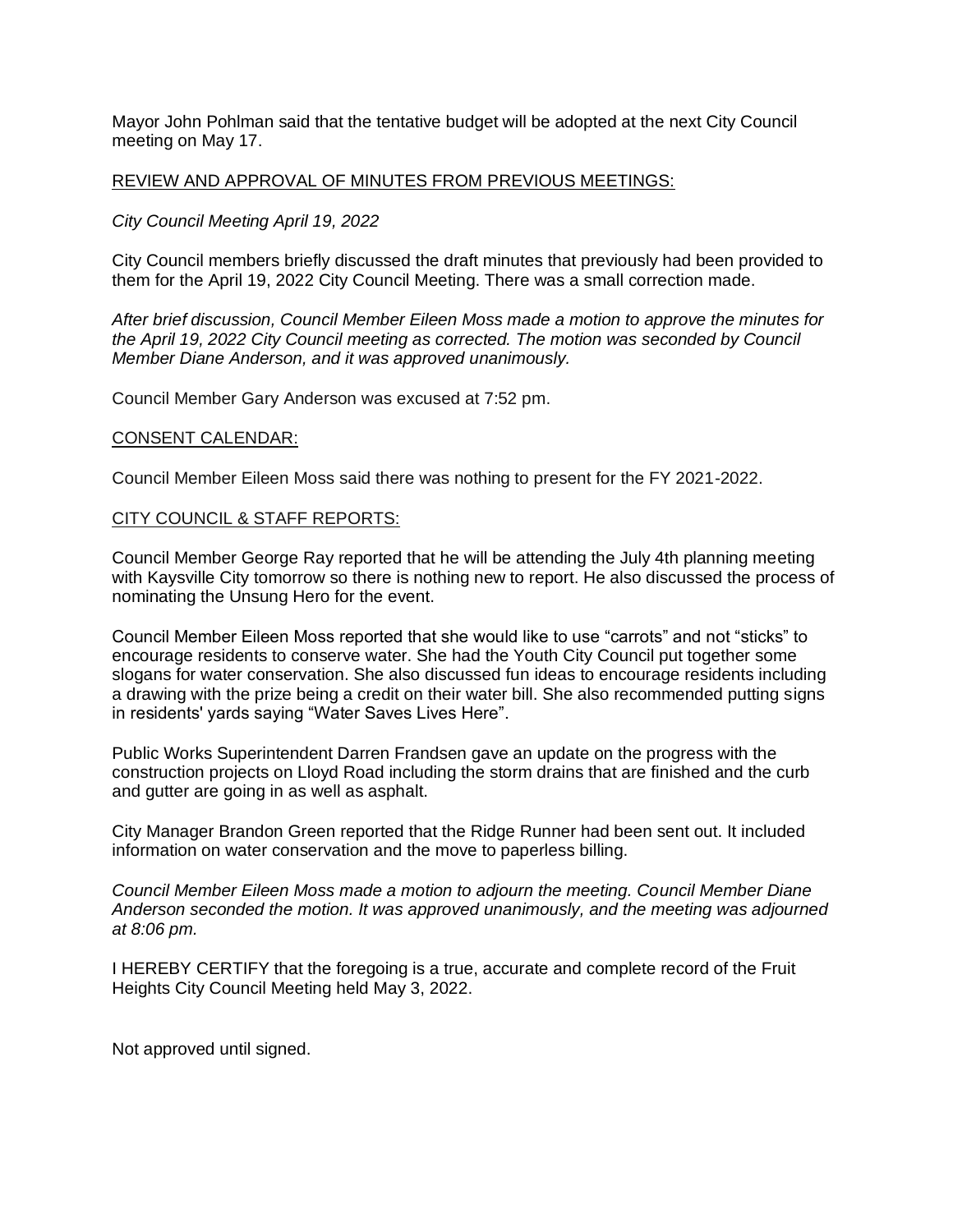Mayor John Pohlman said that the tentative budget will be adopted at the next City Council meeting on May 17.

REVIEW AND APPROVAL OF MINUTES FROM PREVIOUS MEETINGS:

*City Council Meeting April 19, 2022*

City Council members briefly discussed the draft minutes that previously had been provided to them for the April 19, 2022 City Council Meeting. There was a small correction made.

*After brief discussion, Council Member Eileen Moss made a motion to approve the minutes for the April 19, 2022 City Council meeting as corrected. The motion was seconded by Council Member Diane Anderson, and it was approved unanimously.*

Council Member Gary Anderson was excused at 7:52 pm.

CONSENT CALENDAR:

Council Member Eileen Moss said there was nothing to present for the FY 2021-2022.

CITY COUNCIL & STAFF REPORTS:

Council Member George Ray reported that he will be attending the July 4th planning meeting with Kaysville City tomorrow so there is nothing new to report. He also discussed the process of nominating the Unsung Hero for the event.

Council Member Eileen Moss reported that she would like to use "carrots" and not "sticks" to encourage residents to conserve water. She had the Youth City Council put together some slogans for water conservation. She also discussed fun ideas to encourage residents including a drawing with the prize being a credit on their water bill. She also recommended putting signs in residents' yards saying "Water Saves Lives Here".

Public Works Superintendent Darren Frandsen gave an update on the progress with the construction projects on Lloyd Road including the storm drains that are finished and the curb and gutter are going in as well as asphalt.

City Manager Brandon Green reported that the Ridge Runner had been sent out. It included information on water conservation and the move to paperless billing.

*Council Member Eileen Moss made a motion to adjourn the meeting. Council Member Diane Anderson seconded the motion. It was approved unanimously, and the meeting was adjourned at 8:06 pm.*

I HEREBY CERTIFY that the foregoing is a true, accurate and complete record of the Fruit Heights City Council Meeting held May 3, 2022.

Not approved until signed.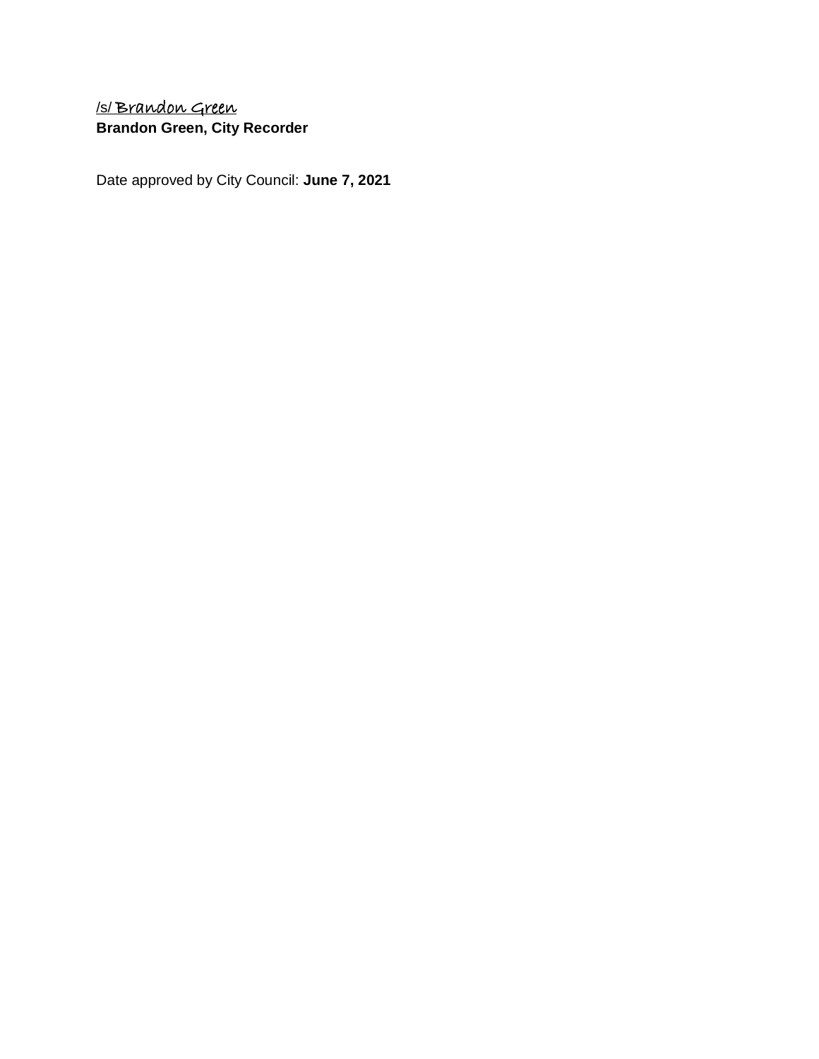/s/ Brandon Green
**Brandon Green, City Recorder**

Date approved by City Council: **June 7, 2021**